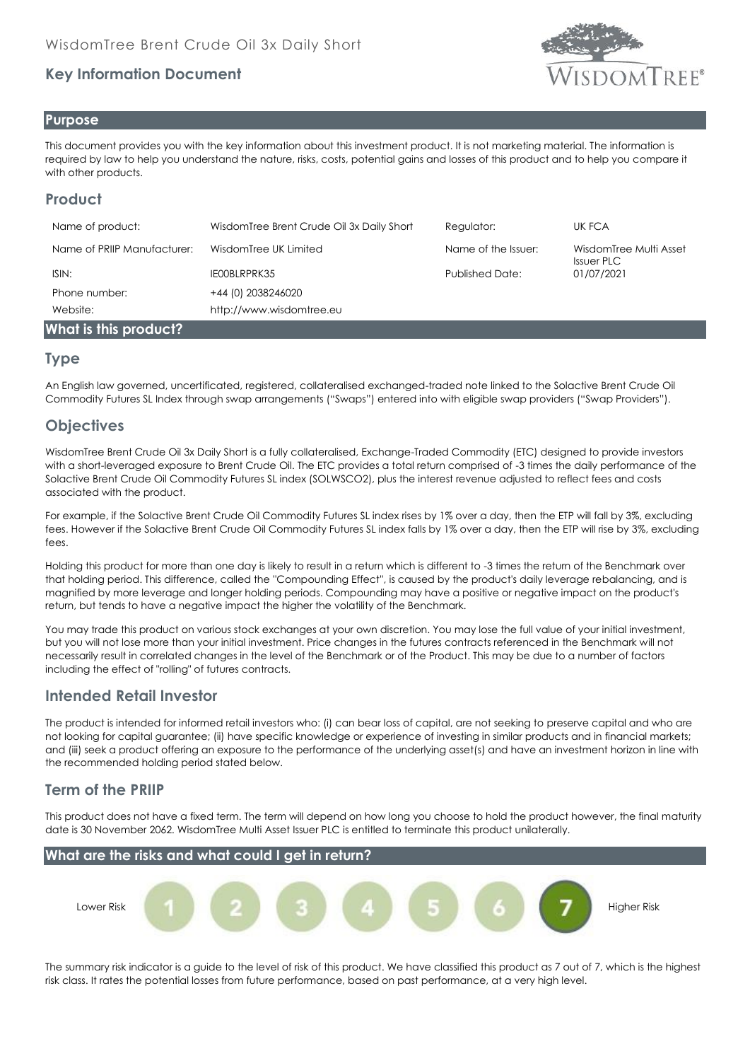WisdomTree Brent Crude Oil 3x Daily Short

## Key Information Document

## Purpose

This document provides you with the key information about this investment product. It is not marketing material. The information is required by law to help you understand the nature, risks, costs, potential gains and losses of this product and to help you compare it with other products.

## Product

| | | | |
|---|---|---|---|
| Name of product: | WisdomTree Brent Crude Oil 3x Daily Short | Regulator: | UK FCA |
| Name of PRIIP Manufacturer: | WisdomTree UK Limited | Name of the Issuer: | WisdomTree Multi Asset Issuer PLC |
| ISIN: | IE00BLRPRK35 | Published Date: | 01/07/2021 |
| Phone number: | +44 (0) 2038246020 | | |
| Website: | http://www.wisdomtree.eu | | |

## What is this product?

### Type

An English law governed, uncertificated, registered, collateralised exchanged-traded note linked to the Solactive Brent Crude Oil Commodity Futures SL Index through swap arrangements ("Swaps") entered into with eligible swap providers ("Swap Providers").

### Objectives

WisdomTree Brent Crude Oil 3x Daily Short is a fully collateralised, Exchange-Traded Commodity (ETC) designed to provide investors with a short-leveraged exposure to Brent Crude Oil. The ETC provides a total return comprised of -3 times the daily performance of the Solactive Brent Crude Oil Commodity Futures SL index (SOLWSCO2), plus the interest revenue adjusted to reflect fees and costs associated with the product.

For example, if the Solactive Brent Crude Oil Commodity Futures SL index rises by 1% over a day, then the ETP will fall by 3%, excluding fees. However if the Solactive Brent Crude Oil Commodity Futures SL index falls by 1% over a day, then the ETP will rise by 3%, excluding fees.

Holding this product for more than one day is likely to result in a return which is different to -3 times the return of the Benchmark over that holding period. This difference, called the "Compounding Effect", is caused by the product's daily leverage rebalancing, and is magnified by more leverage and longer holding periods. Compounding may have a positive or negative impact on the product's return, but tends to have a negative impact the higher the volatility of the Benchmark.

You may trade this product on various stock exchanges at your own discretion. You may lose the full value of your initial investment, but you will not lose more than your initial investment. Price changes in the futures contracts referenced in the Benchmark will not necessarily result in correlated changes in the level of the Benchmark or of the Product. This may be due to a number of factors including the effect of "rolling" of futures contracts.

### Intended Retail Investor

The product is intended for informed retail investors who: (i) can bear loss of capital, are not seeking to preserve capital and who are not looking for capital guarantee; (ii) have specific knowledge or experience of investing in similar products and in financial markets; and (iii) seek a product offering an exposure to the performance of the underlying asset(s) and have an investment horizon in line with the recommended holding period stated below.

### Term of the PRIIP

This product does not have a fixed term. The term will depend on how long you choose to hold the product however, the final maturity date is 30 November 2062. WisdomTree Multi Asset Issuer PLC is entitled to terminate this product unilaterally.

## What are the risks and what could I get in return?

Lower Risk 1 2 3 4 5 6 **7** Higher Risk

The summary risk indicator is a guide to the level of risk of this product. We have classified this product as 7 out of 7, which is the highest risk class. It rates the potential losses from future performance, based on past performance, at a very high level.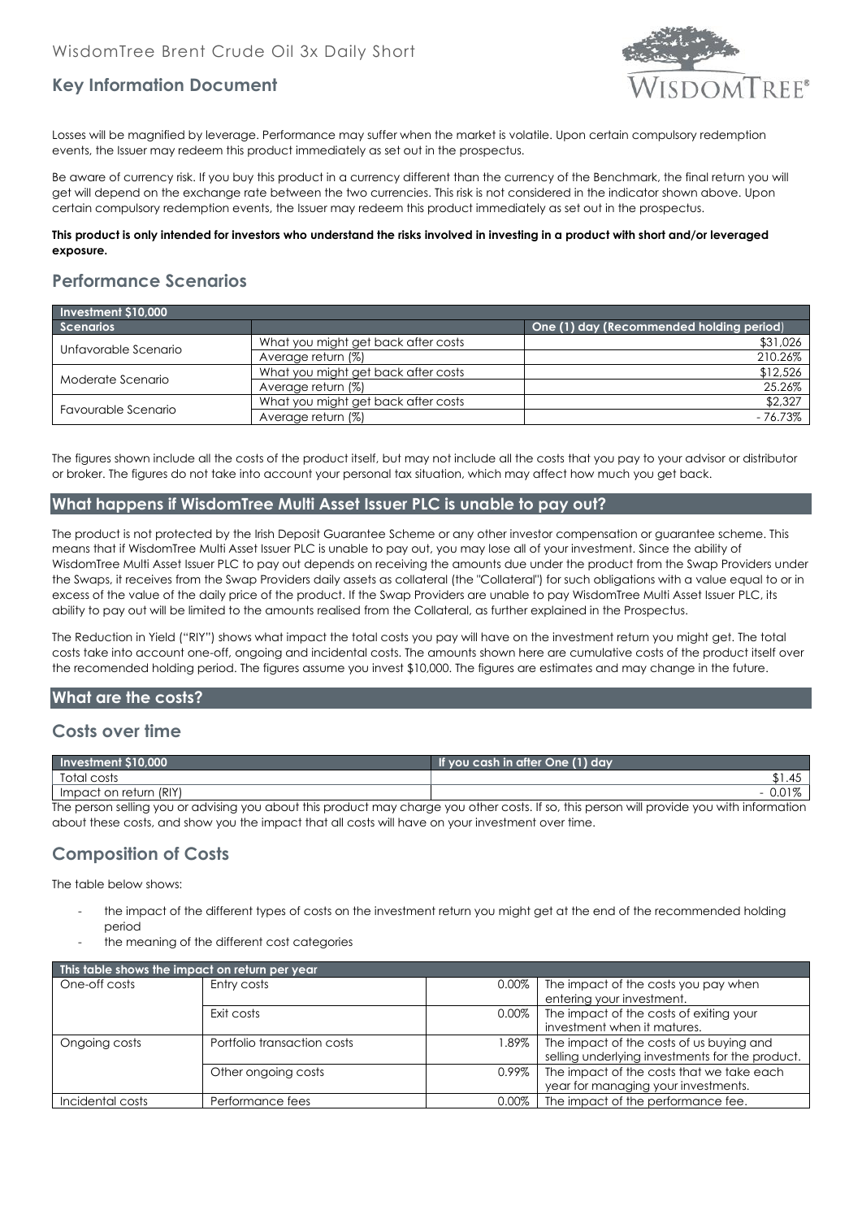Losses will be magnified by leverage. Performance may suffer when the market is volatile. Upon certain compulsory redemption events, the Issuer may redeem this product immediately as set out in the prospectus.

Be aware of currency risk. If you buy this product in a currency different than the currency of the Benchmark, the final return you will get will depend on the exchange rate between the two currencies. This risk is not considered in the indicator shown above. Upon certain compulsory redemption events, the Issuer may redeem this product immediately as set out in the prospectus.

**This product is only intended for investors who understand the risks involved in investing in a product with short and/or leveraged exposure.**

## Performance Scenarios

| Investment $10,000 | | |
|---|---|---|
| **Scenarios** | | **One (1) day (Recommended holding period)** |
| Unfavorable Scenario | What you might get back after costs | $31,026 |
| | Average return (%) | 210.26% |
| Moderate Scenario | What you might get back after costs | $12,526 |
| | Average return (%) | 25.26% |
| Favourable Scenario | What you might get back after costs | $2,327 |
| | Average return (%) | - 76.73% |

The figures shown include all the costs of the product itself, but may not include all the costs that you pay to your advisor or distributor or broker. The figures do not take into account your personal tax situation, which may affect how much you get back.

## What happens if WisdomTree Multi Asset Issuer PLC is unable to pay out?

The product is not protected by the Irish Deposit Guarantee Scheme or any other investor compensation or guarantee scheme. This means that if WisdomTree Multi Asset Issuer PLC is unable to pay out, you may lose all of your investment. Since the ability of WisdomTree Multi Asset Issuer PLC to pay out depends on receiving the amounts due under the product from the Swap Providers under the Swaps, it receives from the Swap Providers daily assets as collateral (the "Collateral") for such obligations with a value equal to or in excess of the value of the daily price of the product. If the Swap Providers are unable to pay WisdomTree Multi Asset Issuer PLC, its ability to pay out will be limited to the amounts realised from the Collateral, as further explained in the Prospectus.

The Reduction in Yield ("RIY") shows what impact the total costs you pay will have on the investment return you might get. The total costs take into account one-off, ongoing and incidental costs. The amounts shown here are cumulative costs of the product itself over the recomended holding period. The figures assume you invest $10,000. The figures are estimates and may change in the future.

## What are the costs?

## Costs over time

| Investment $10,000 | If you cash in after One (1) day |
|---|---|
| Total costs | $1.45 |
| Impact on return (RIY) | - 0.01% |

The person selling you or advising you about this product may charge you other costs. If so, this person will provide you with information about these costs, and show you the impact that all costs will have on your investment over time.

## Composition of Costs

The table below shows:

- the impact of the different types of costs on the investment return you might get at the end of the recommended holding period
- the meaning of the different cost categories

| This table shows the impact on return per year | | | |
|---|---|---|---|
| One-off costs | Entry costs | 0.00% | The impact of the costs you pay when entering your investment. |
| | Exit costs | 0.00% | The impact of the costs of exiting your investment when it matures. |
| Ongoing costs | Portfolio transaction costs | 1.89% | The impact of the costs of us buying and selling underlying investments for the product. |
| | Other ongoing costs | 0.99% | The impact of the costs that we take each year for managing your investments. |
| Incidental costs | Performance fees | 0.00% | The impact of the performance fee. |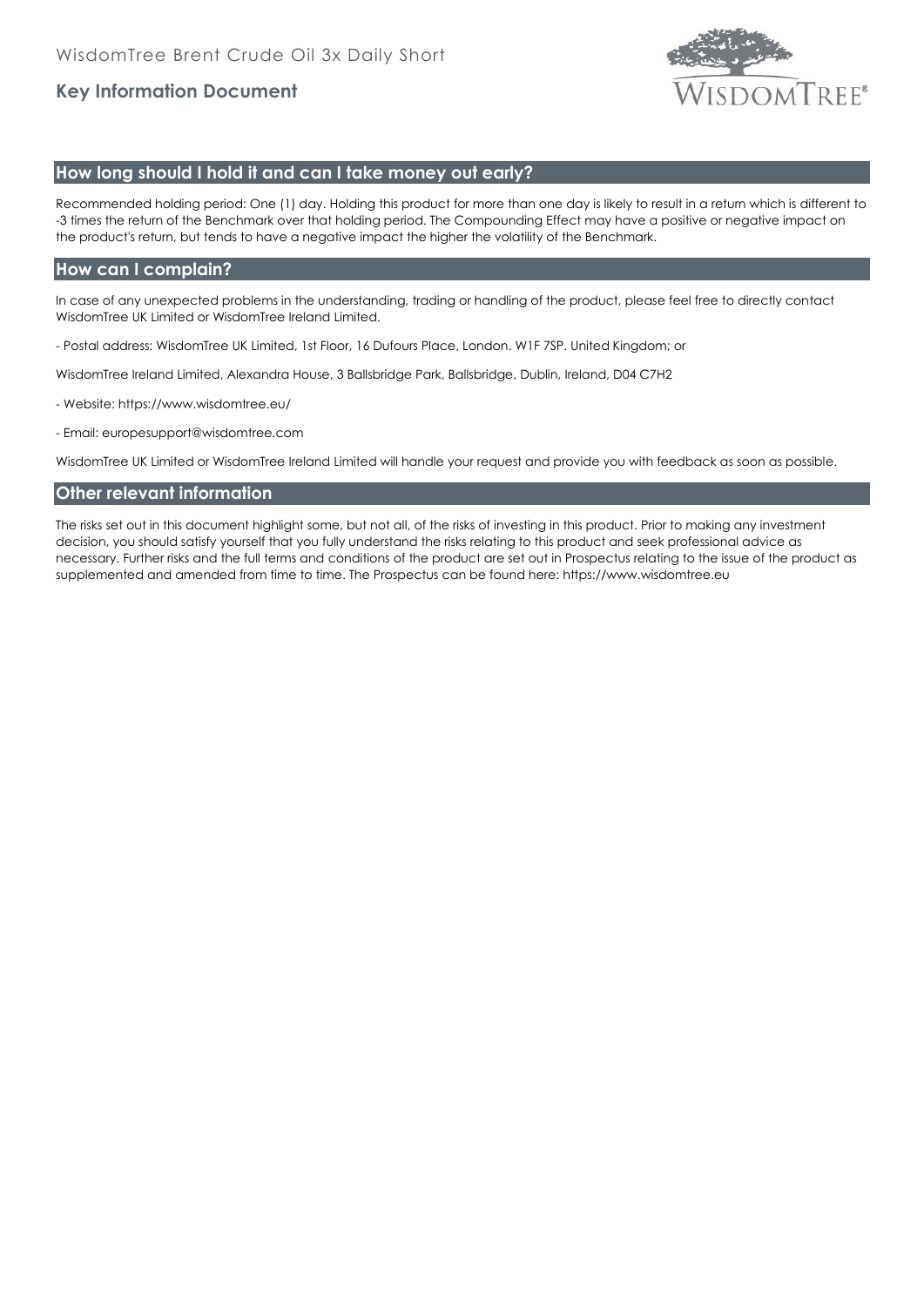## How long should I hold it and can I take money out early?

Recommended holding period: One (1) day. Holding this product for more than one day is likely to result in a return which is different to -3 times the return of the Benchmark over that holding period. The Compounding Effect may have a positive or negative impact on the product's return, but tends to have a negative impact the higher the volatility of the Benchmark.

## How can I complain?

In case of any unexpected problems in the understanding, trading or handling of the product, please feel free to directly contact WisdomTree UK Limited or WisdomTree Ireland Limited.

- Postal address: WisdomTree UK Limited, 1st Floor, 16 Dufours Place, London. W1F 7SP. United Kingdom; or

WisdomTree Ireland Limited, Alexandra House, 3 Ballsbridge Park, Ballsbridge, Dublin, Ireland, D04 C7H2

- Website: https://www.wisdomtree.eu/

- Email: europesupport@wisdomtree.com

WisdomTree UK Limited or WisdomTree Ireland Limited will handle your request and provide you with feedback as soon as possible.

## Other relevant information

The risks set out in this document highlight some, but not all, of the risks of investing in this product. Prior to making any investment decision, you should satisfy yourself that you fully understand the risks relating to this product and seek professional advice as necessary. Further risks and the full terms and conditions of the product are set out in Prospectus relating to the issue of the product as supplemented and amended from time to time. The Prospectus can be found here: https://www.wisdomtree.eu